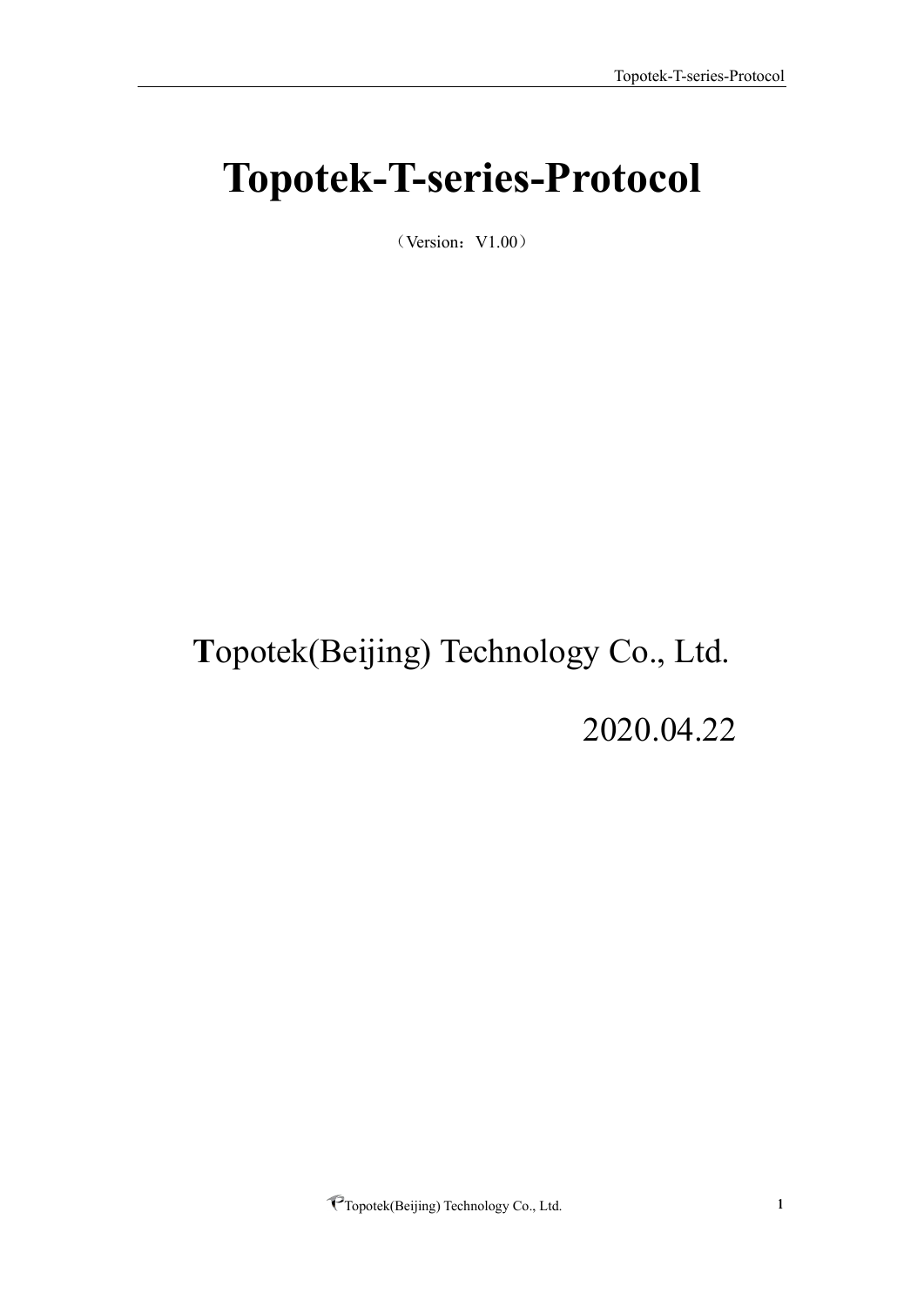# Topotek-T-series-Protocol

（Version：V1.00）

**T**opotek(Beijing) Technology Co., Ltd.

2020.04.22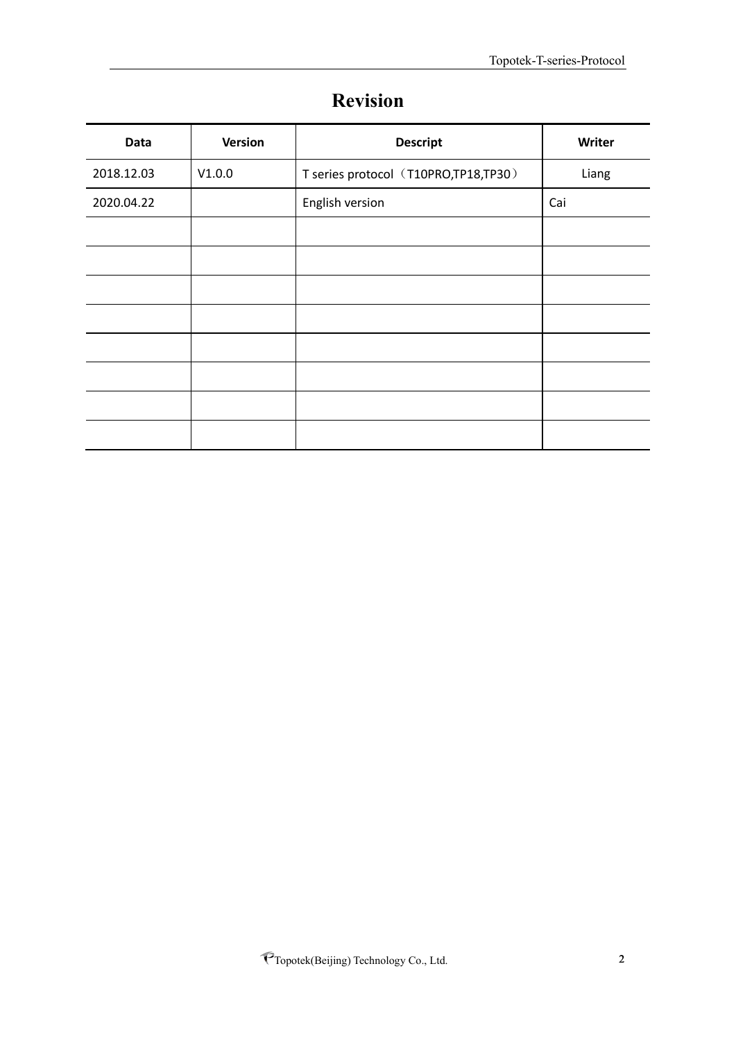# Revision

| Data | Version | Descript | Writer |
|---|---|---|---|
| 2018.12.03 | V1.0.0 | T series protocol（T10PRO,TP18,TP30） | Liang |
| 2020.04.22 | | English version | Cai |
| | | | |
| | | | |
| | | | |
| | | | |
| | | | |
| | | | |
| | | | |
| | | | |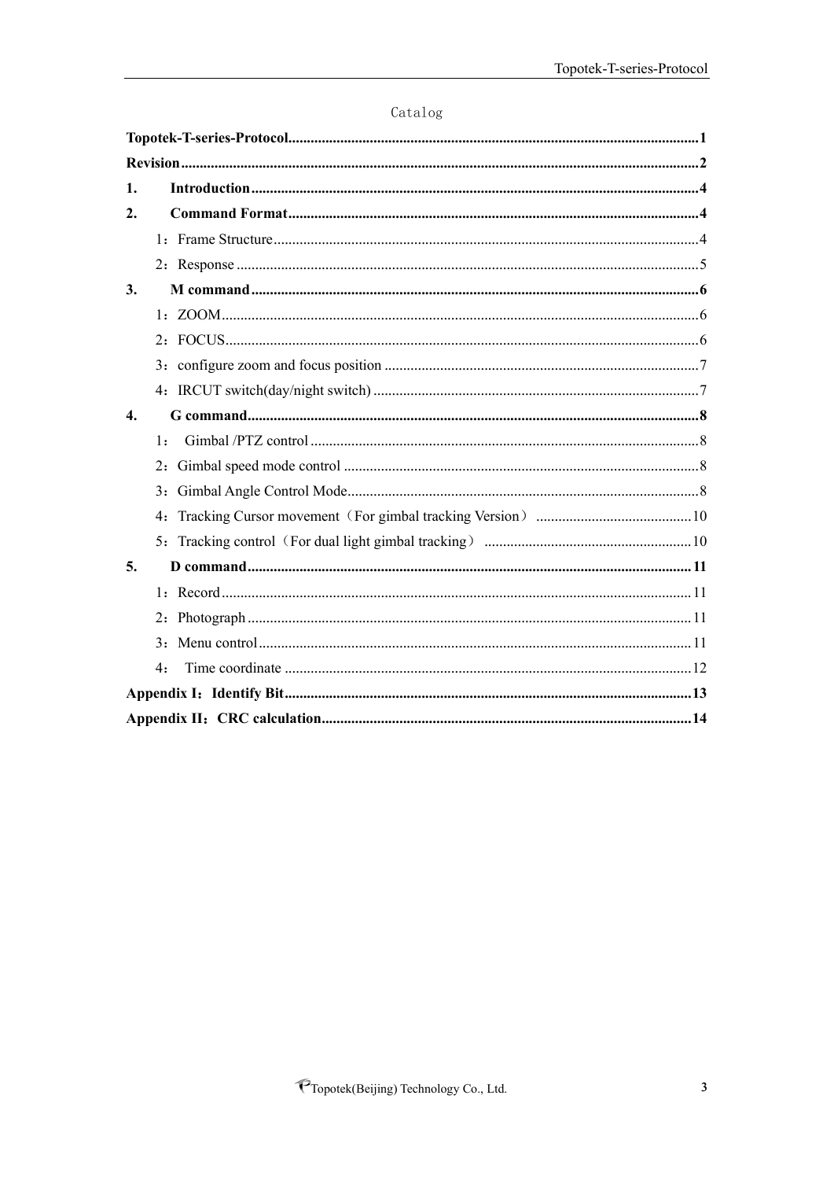# Catalog

**Topotek-T-series-Protocol**......1

**Revision**......2

**1. Introduction**......4

**2. Command Format**......4

1：Frame Structure......4

2：Response......5

**3. M command**......6

1：ZOOM......6

2：FOCUS......6

3：configure zoom and focus position......7

4：IRCUT switch(day/night switch)......7

**4. G command**......8

1： Gimbal /PTZ control......8

2：Gimbal speed mode control......8

3：Gimbal Angle Control Mode......8

4：Tracking Cursor movement（For gimbal tracking Version）......10

5：Tracking control（For dual light gimbal tracking）......10

**5. D command**......11

1：Record......11

2：Photograph......11

3：Menu control......11

4： Time coordinate......12

**Appendix I：Identify Bit**......13

**Appendix II：CRC calculation**......14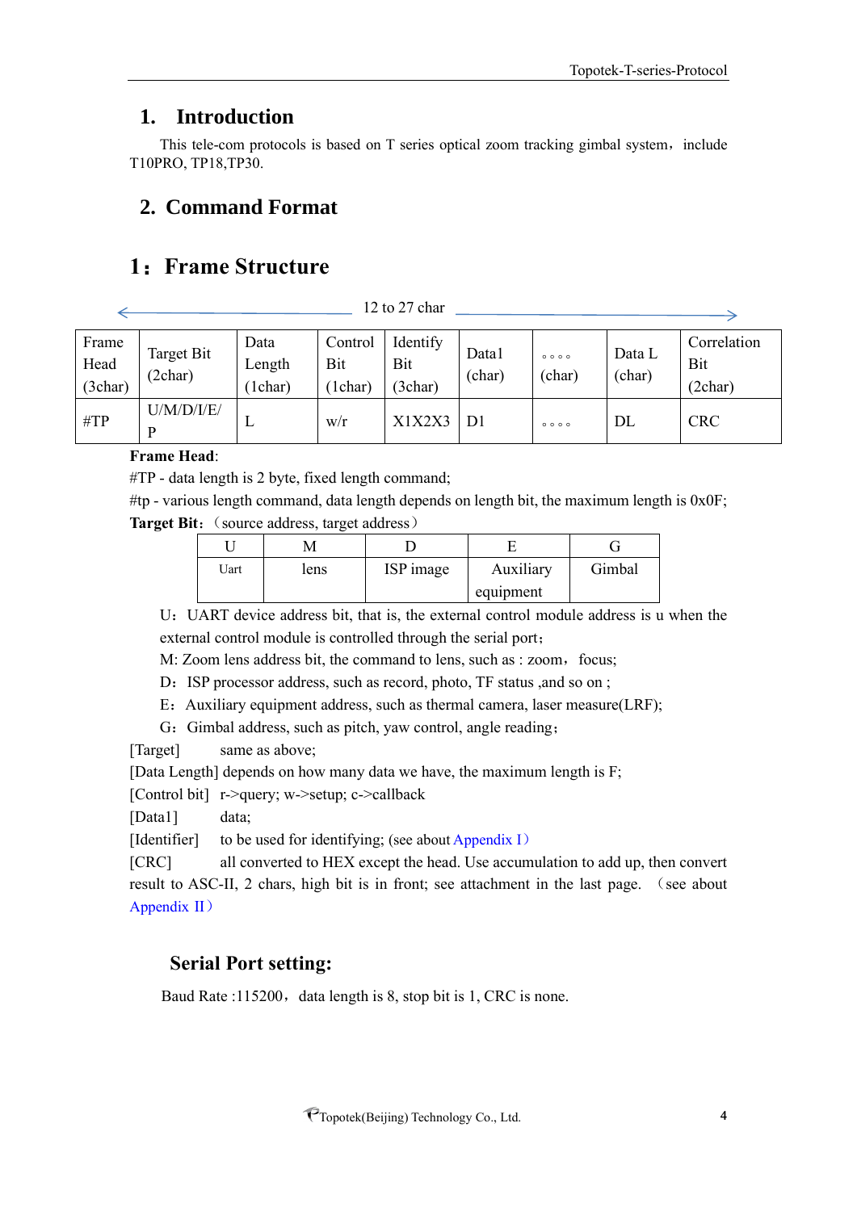## 1. Introduction

This tele-com protocols is based on T series optical zoom tracking gimbal system，include T10PRO, TP18,TP30.

## 2. Command Format

## 1：Frame Structure

12 to 27 char

| Frame Head (3char) | Target Bit (2char) | Data Length (1char) | Control Bit (1char) | Identify Bit (3char) | Data1 (char) | 。。。。 (char) | Data L (char) | Correlation Bit (2char) |
|---|---|---|---|---|---|---|---|---|
| #TP | U/M/D/I/E/P | L | w/r | X1X2X3 | D1 | 。。。。 | DL | CRC |

**Frame Head**:

#TP - data length is 2 byte, fixed length command;

#tp - various length command, data length depends on length bit, the maximum length is 0x0F;

**Target Bit**:（source address, target address）

| U | M | D | E | G |
|---|---|---|---|---|
| Uart | lens | ISP image | Auxiliary equipment | Gimbal |

U：UART device address bit, that is, the external control module address is u when the external control module is controlled through the serial port；

M: Zoom lens address bit, the command to lens, such as : zoom，focus;

D：ISP processor address, such as record, photo, TF status ,and so on ;

E：Auxiliary equipment address, such as thermal camera, laser measure(LRF);

G：Gimbal address, such as pitch, yaw control, angle reading；

[Target]　　same as above;

[Data Length] depends on how many data we have, the maximum length is F;

[Control bit]　r->query; w->setup; c->callback

[Data1]　　　data;

[Identifier]　　to be used for identifying; (see about Appendix I）

[CRC]　　　all converted to HEX except the head. Use accumulation to add up, then convert result to ASC-II, 2 chars, high bit is in front; see attachment in the last page.　（see about Appendix II）

### Serial Port setting:

Baud Rate :115200，data length is 8, stop bit is 1, CRC is none.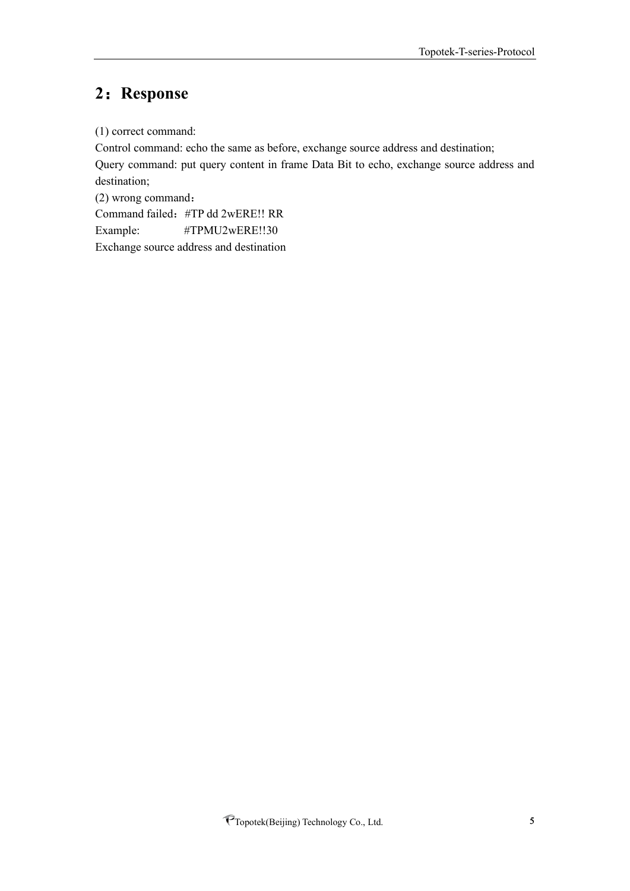## 2：Response

(1) correct command:

Control command: echo the same as before, exchange source address and destination;

Query command: put query content in frame Data Bit to echo, exchange source address and destination;

(2) wrong command：

Command failed：#TP dd 2wERE!! RR

Example:            #TPMU2wERE!!30

Exchange source address and destination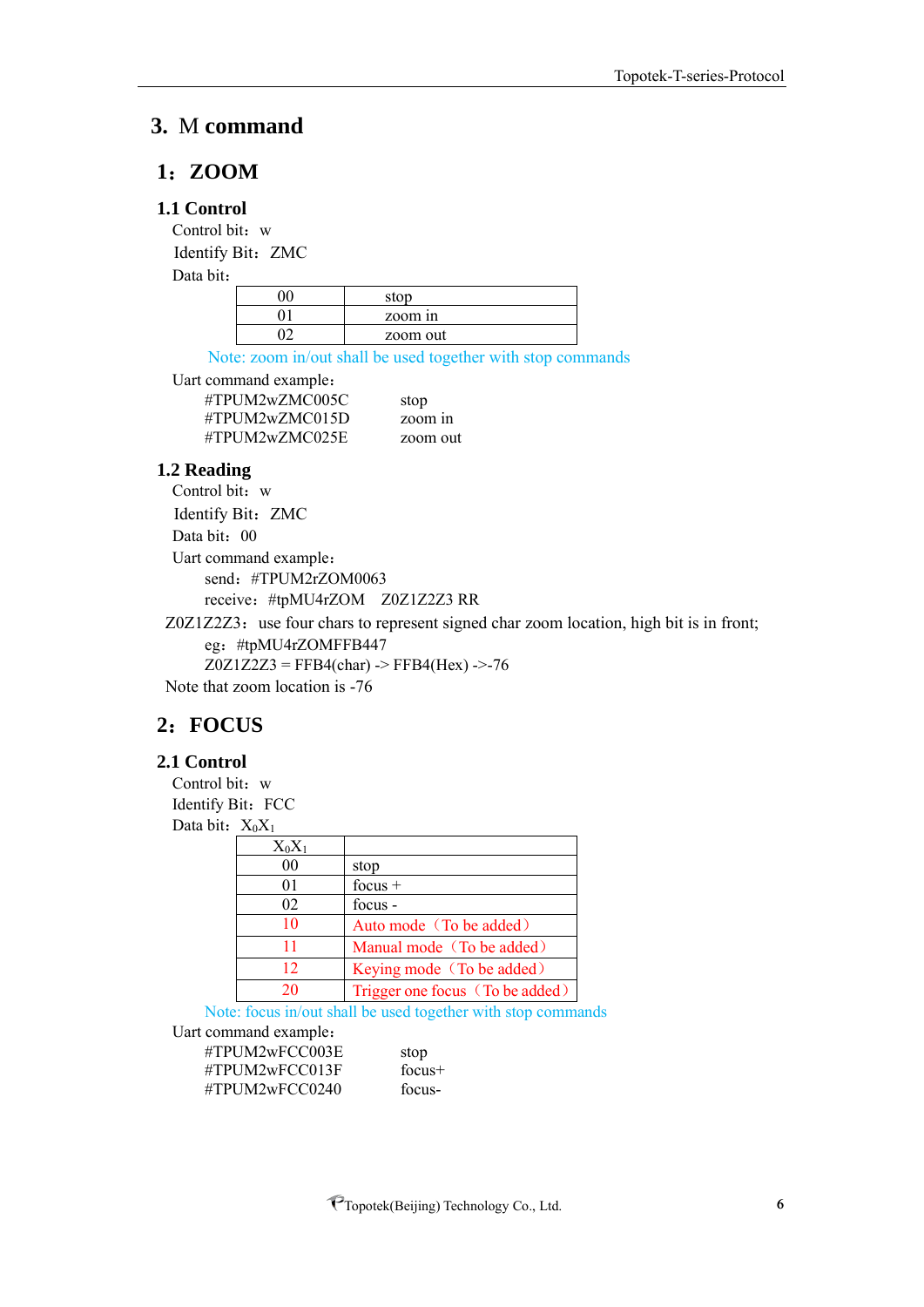# 3. M command

## 1：ZOOM

### 1.1 Control

Control bit：w

Identify Bit：ZMC

Data bit：

| 00 | stop |
|---|---|
| 01 | zoom in |
| 02 | zoom out |

Note: zoom in/out shall be used together with stop commands

Uart command example：

```
#TPUM2wZMC005C      stop
#TPUM2wZMC015D      zoom in
#TPUM2wZMC025E      zoom out
```

### 1.2 Reading

Control bit：w

Identify Bit：ZMC

Data bit：00

Uart command example：

send：#TPUM2rZOM0063

receive：#tpMU4rZOM　Z0Z1Z2Z3 RR

Z0Z1Z2Z3：use four chars to represent signed char zoom location, high bit is in front;

eg：#tpMU4rZOMFFB447

Z0Z1Z2Z3 = FFB4(char) -> FFB4(Hex) ->-76

Note that zoom location is -76

## 2：FOCUS

### 2.1 Control

Control bit：w

Identify Bit：FCC

Data bit：$X_0X_1$

| $X_0X_1$ | |
|---|---|
| 00 | stop |
| 01 | focus + |
| 02 | focus - |
| 10 | Auto mode（To be added） |
| 11 | Manual mode（To be added） |
| 12 | Keying mode（To be added） |
| 20 | Trigger one focus（To be added） |

Note: focus in/out shall be used together with stop commands

Uart command example：

```
#TPUM2wFCC003E      stop
#TPUM2wFCC013F      focus+
#TPUM2wFCC0240      focus-
```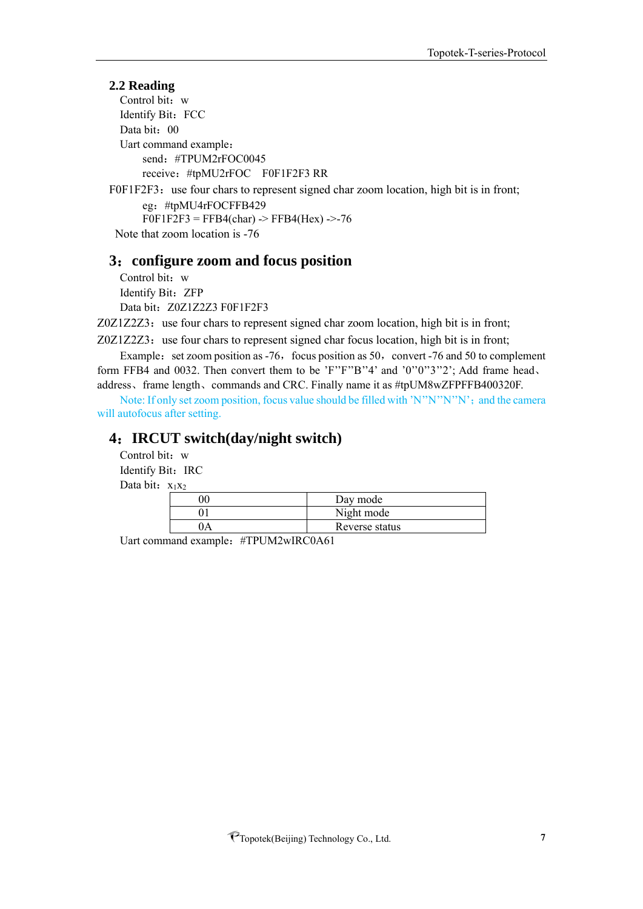## 2.2 Reading

Control bit：w

Identify Bit：FCC

Data bit：00

Uart command example：

send：#TPUM2rFOC0045

receive：#tpMU2rFOC　F0F1F2F3 RR

F0F1F2F3：use four chars to represent signed char zoom location, high bit is in front;

eg：#tpMU4rFOCFFB429

F0F1F2F3 = FFB4(char) -> FFB4(Hex) ->-76

Note that zoom location is -76

## 3：configure zoom and focus position

Control bit：w

Identify Bit：ZFP

Data bit：Z0Z1Z2Z3 F0F1F2F3

Z0Z1Z2Z3：use four chars to represent signed char zoom location, high bit is in front;

Z0Z1Z2Z3：use four chars to represent signed char focus location, high bit is in front;

Example：set zoom position as -76，focus position as 50，convert -76 and 50 to complement form FFB4 and 0032. Then convert them to be 'F''F''B''4' and '0''0''3''2'; Add frame head、address、frame length、commands and CRC. Finally name it as #tpUM8wZFPFFB400320F.

Note: If only set zoom position, focus value should be filled with 'N''N''N''N'；and the camera will autofocus after setting.

## 4：IRCUT switch(day/night switch)

Control bit：w

Identify Bit：IRC

Data bit：$x_1x_2$

| 00 | Day mode |
|---|---|
| 01 | Night mode |
| 0A | Reverse status |

Uart command example：#TPUM2wIRC0A61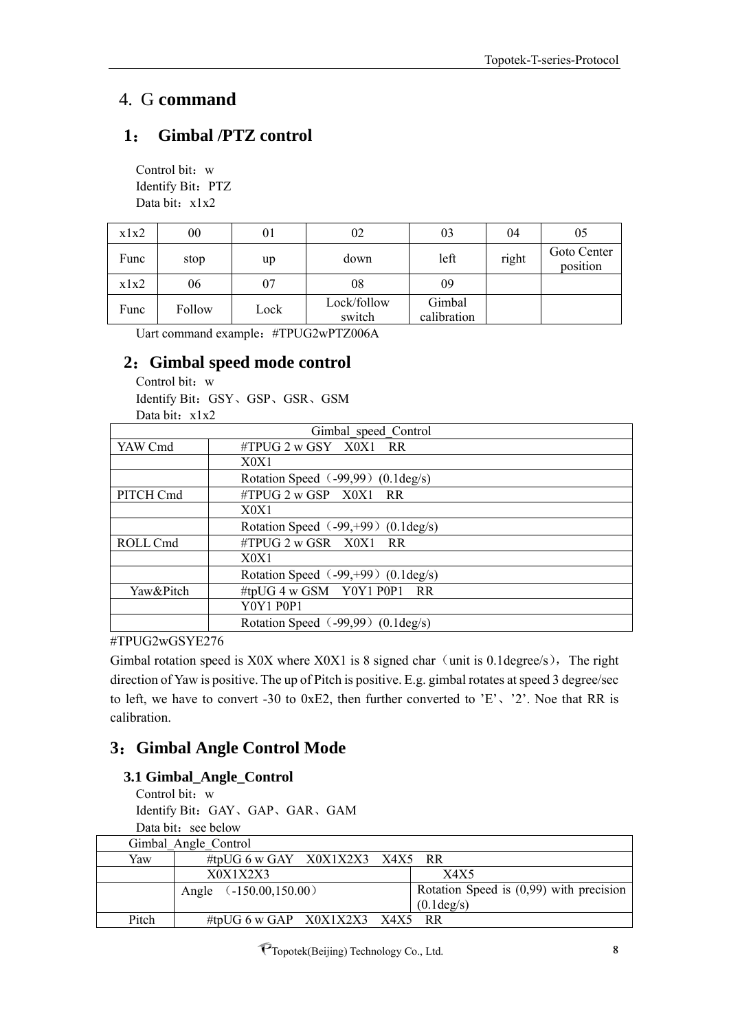# 4. G **command**

## 1： Gimbal /PTZ control

Control bit：w
Identify Bit：PTZ
Data bit：x1x2

| x1x2 | 00 | 01 | 02 | 03 | 04 | 05 |
|---|---|---|---|---|---|---|
| Func | stop | up | down | left | right | Goto Center position |
| x1x2 | 06 | 07 | 08 | 09 | | |
| Func | Follow | Lock | Lock/follow switch | Gimbal calibration | | |

Uart command example：#TPUG2wPTZ006A

## 2：Gimbal speed mode control

Control bit：w
Identify Bit：GSY、GSP、GSR、GSM
Data bit：x1x2

| Gimbal_speed_Control | |
|---|---|
| YAW Cmd | #TPUG 2 w GSY X0X1 RR |
| | X0X1 |
| | Rotation Speed（-99,99）(0.1deg/s) |
| PITCH Cmd | #TPUG 2 w GSP X0X1 RR |
| | X0X1 |
| | Rotation Speed（-99,+99）(0.1deg/s) |
| ROLL Cmd | #TPUG 2 w GSR X0X1 RR |
| | X0X1 |
| | Rotation Speed（-99,+99）(0.1deg/s) |
| Yaw&Pitch | #tpUG 4 w GSM Y0Y1 P0P1 RR |
| | Y0Y1 P0P1 |
| | Rotation Speed（-99,99）(0.1deg/s) |

#TPUG2wGSYE276

Gimbal rotation speed is X0X where X0X1 is 8 signed char（unit is 0.1degree/s），The right direction of Yaw is positive. The up of Pitch is positive. E.g. gimbal rotates at speed 3 degree/sec to left, we have to convert -30 to 0xE2, then further converted to 'E'、'2'. Noe that RR is calibration.

## 3：Gimbal Angle Control Mode

### 3.1 Gimbal_Angle_Control

Control bit：w
Identify Bit：GAY、GAP、GAR、GAM
Data bit：see below

| Gimbal_Angle_Control | | |
|---|---|---|
| Yaw | #tpUG 6 w GAY X0X1X2X3 X4X5 RR | |
| | X0X1X2X3 | X4X5 |
| | Angle （-150.00,150.00） | Rotation Speed is (0,99) with precision (0.1deg/s) |
| Pitch | #tpUG 6 w GAP X0X1X2X3 X4X5 RR | |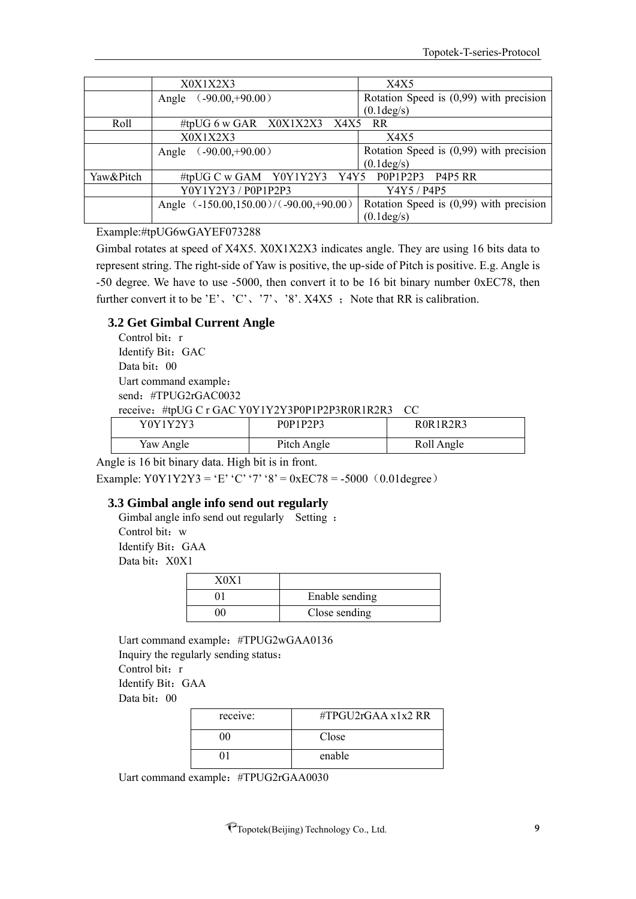|  | X0X1X2X3 | X4X5 |
|---|---|---|
|  | Angle （-90.00,+90.00） | Rotation Speed is (0,99) with precision (0.1deg/s) |
| Roll | #tpUG 6 w GAR X0X1X2X3 X4X5 RR |  |
|  | X0X1X2X3 | X4X5 |
|  | Angle （-90.00,+90.00） | Rotation Speed is (0,99) with precision (0.1deg/s) |
| Yaw&Pitch | #tpUG C w GAM Y0Y1Y2Y3 Y4Y5 P0P1P2P3 P4P5 RR |  |
|  | Y0Y1Y2Y3 / P0P1P2P3 | Y4Y5 / P4P5 |
|  | Angle（-150.00,150.00）/（-90.00,+90.00） | Rotation Speed is (0,99) with precision (0.1deg/s) |

Example:#tpUG6wGAYEF073288

Gimbal rotates at speed of X4X5. X0X1X2X3 indicates angle. They are using 16 bits data to represent string. The right-side of Yaw is positive, the up-side of Pitch is positive. E.g. Angle is -50 degree. We have to use -5000, then convert it to be 16 bit binary number 0xEC78, then further convert it to be 'E'、'C'、'7'、'8'. X4X5 ； Note that RR is calibration.

### 3.2 Get Gimbal Current Angle

Control bit：r

Identify Bit：GAC

Data bit：00

Uart command example：

send：#TPUG2rGAC0032

receive：#tpUG C r GAC Y0Y1Y2Y3P0P1P2P3R0R1R2R3 CC

| Y0Y1Y2Y3 | P0P1P2P3 | R0R1R2R3 |
|---|---|---|
| Yaw Angle | Pitch Angle | Roll Angle |

Angle is 16 bit binary data. High bit is in front.

Example: Y0Y1Y2Y3 = 'E' 'C' '7' '8' = 0xEC78 = -5000（0.01degree）

### 3.3 Gimbal angle info send out regularly

Gimbal angle info send out regularly Setting ：

Control bit：w

Identify Bit：GAA

Data bit：X0X1

| X0X1 |  |
|---|---|
| 01 | Enable sending |
| 00 | Close sending |

Uart command example：#TPUG2wGAA0136

Inquiry the regularly sending status：

Control bit：r

Identify Bit：GAA

Data bit：00

| receive: | #TPGU2rGAA x1x2 RR |
|---|---|
| 00 | Close |
| 01 | enable |

Uart command example：#TPUG2rGAA0030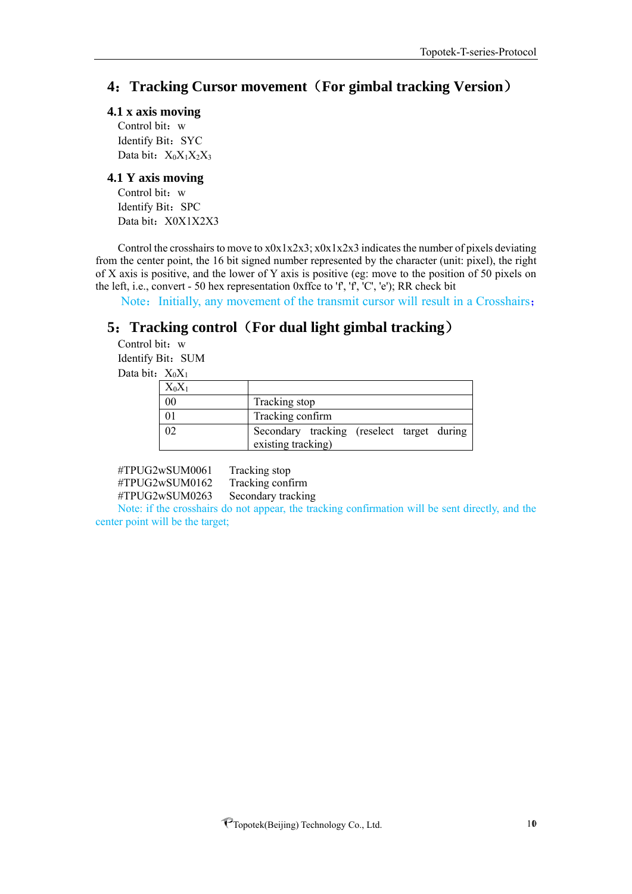## 4：Tracking Cursor movement（For gimbal tracking Version）

### 4.1 x axis moving

Control bit：w

Identify Bit：SYC

Data bit：$X_0X_1X_2X_3$

### 4.1 Y axis moving

Control bit：w

Identify Bit：SPC

Data bit：X0X1X2X3

Control the crosshairs to move to x0x1x2x3; x0x1x2x3 indicates the number of pixels deviating from the center point, the 16 bit signed number represented by the character (unit: pixel), the right of X axis is positive, and the lower of Y axis is positive (eg: move to the position of 50 pixels on the left, i.e., convert - 50 hex representation 0xffce to 'f', 'f', 'C', 'e'); RR check bit

Note：Initially, any movement of the transmit cursor will result in a Crosshairs；

## 5：Tracking control（For dual light gimbal tracking）

Control bit：w

Identify Bit：SUM

Data bit：$X_0X_1$

| $X_0X_1$ | |
|---|---|
| 00 | Tracking stop |
| 01 | Tracking confirm |
| 02 | Secondary tracking (reselect target during existing tracking) |

#TPUG2wSUM0061 Tracking stop

#TPUG2wSUM0162 Tracking confirm

#TPUG2wSUM0263 Secondary tracking

Note: if the crosshairs do not appear, the tracking confirmation will be sent directly, and the center point will be the target;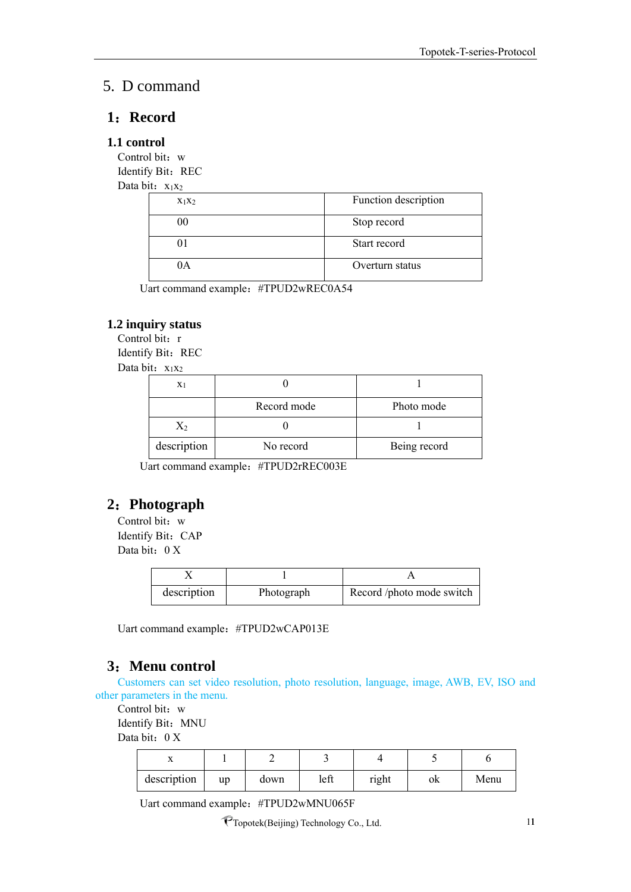# 5. D command

## 1：Record

### 1.1 control

Control bit：w

Identify Bit：REC

Data bit：$x_1x_2$

| $x_1x_2$ | Function description |
|---|---|
| 00 | Stop record |
| 01 | Start record |
| 0A | Overturn status |

Uart command example：#TPUD2wREC0A54

### 1.2 inquiry status

Control bit：r

Identify Bit：REC

Data bit：$x_1x_2$

| $x_1$ | 0 | 1 |
|---|---|---|
| | Record mode | Photo mode |
| $X_2$ | 0 | 1 |
| description | No record | Being record |

Uart command example：#TPUD2rREC003E

## 2：Photograph

Control bit：w

Identify Bit：CAP

Data bit：0 X

| X | 1 | A |
|---|---|---|
| description | Photograph | Record /photo mode switch |

Uart command example：#TPUD2wCAP013E

## 3：Menu control

Customers can set video resolution, photo resolution, language, image, AWB, EV, ISO and other parameters in the menu.

Control bit：w

Identify Bit：MNU

Data bit：0 X

| x | 1 | 2 | 3 | 4 | 5 | 6 |
|---|---|---|---|---|---|---|
| description | up | down | left | right | ok | Menu |

Uart command example：#TPUD2wMNU065F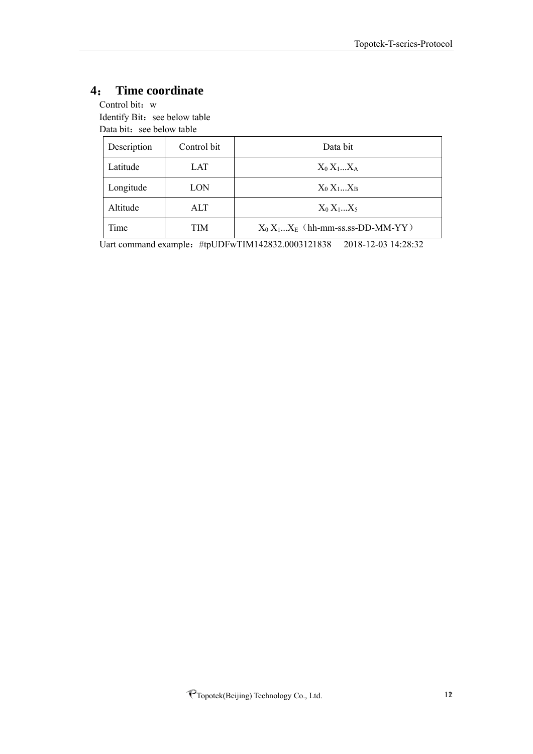## 4： Time coordinate

Control bit：w

Identify Bit：see below table

Data bit：see below table

| Description | Control bit | Data bit |
|---|---|---|
| Latitude | LAT | $X_0$ $X_1$...$X_A$ |
| Longitude | LON | $X_0$ $X_1$...$X_B$ |
| Altitude | ALT | $X_0$ $X_1$...$X_5$ |
| Time | TIM | $X_0$ $X_1$...$X_E$（hh-mm-ss.ss-DD-MM-YY） |

Uart command example：#tpUDFwTIM142832.0003121838　 2018-12-03 14:28:32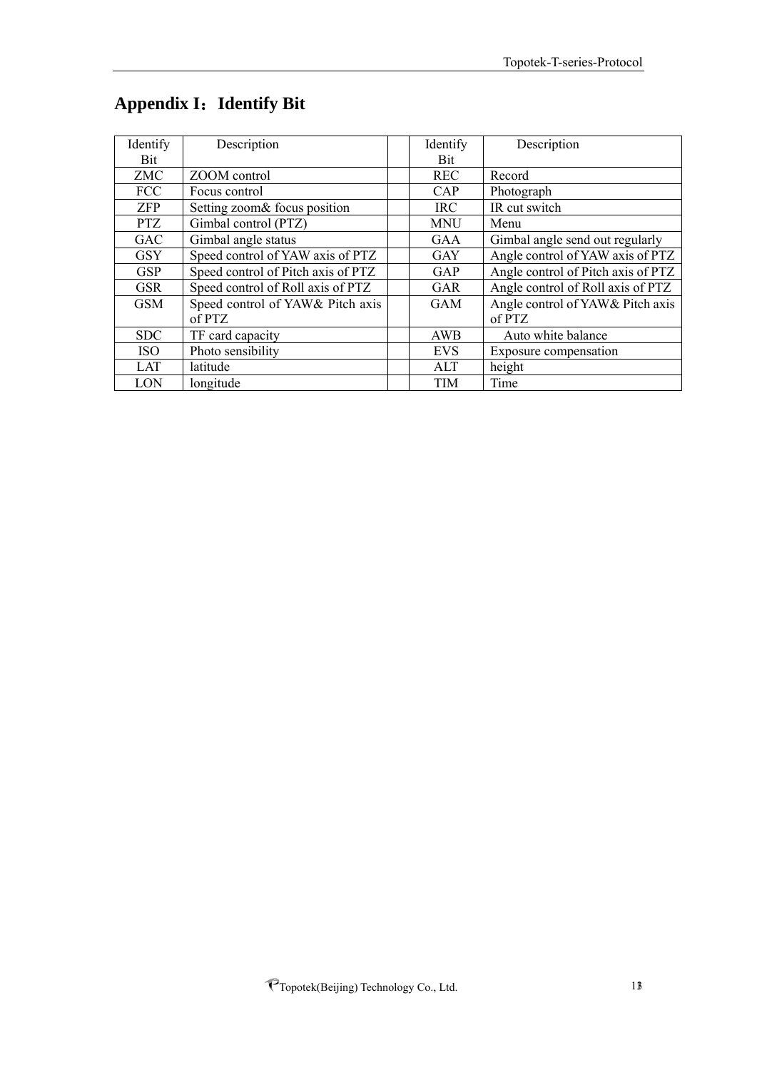# Appendix I：Identify Bit

| Identify Bit | Description | | Identify Bit | Description |
|---|---|---|---|---|
| ZMC | ZOOM control | | REC | Record |
| FCC | Focus control | | CAP | Photograph |
| ZFP | Setting zoom& focus position | | IRC | IR cut switch |
| PTZ | Gimbal control (PTZ) | | MNU | Menu |
| GAC | Gimbal angle status | | GAA | Gimbal angle send out regularly |
| GSY | Speed control of YAW axis of PTZ | | GAY | Angle control of YAW axis of PTZ |
| GSP | Speed control of Pitch axis of PTZ | | GAP | Angle control of Pitch axis of PTZ |
| GSR | Speed control of Roll axis of PTZ | | GAR | Angle control of Roll axis of PTZ |
| GSM | Speed control of YAW& Pitch axis of PTZ | | GAM | Angle control of YAW& Pitch axis of PTZ |
| SDC | TF card capacity | | AWB | Auto white balance |
| ISO | Photo sensibility | | EVS | Exposure compensation |
| LAT | latitude | | ALT | height |
| LON | longitude | | TIM | Time |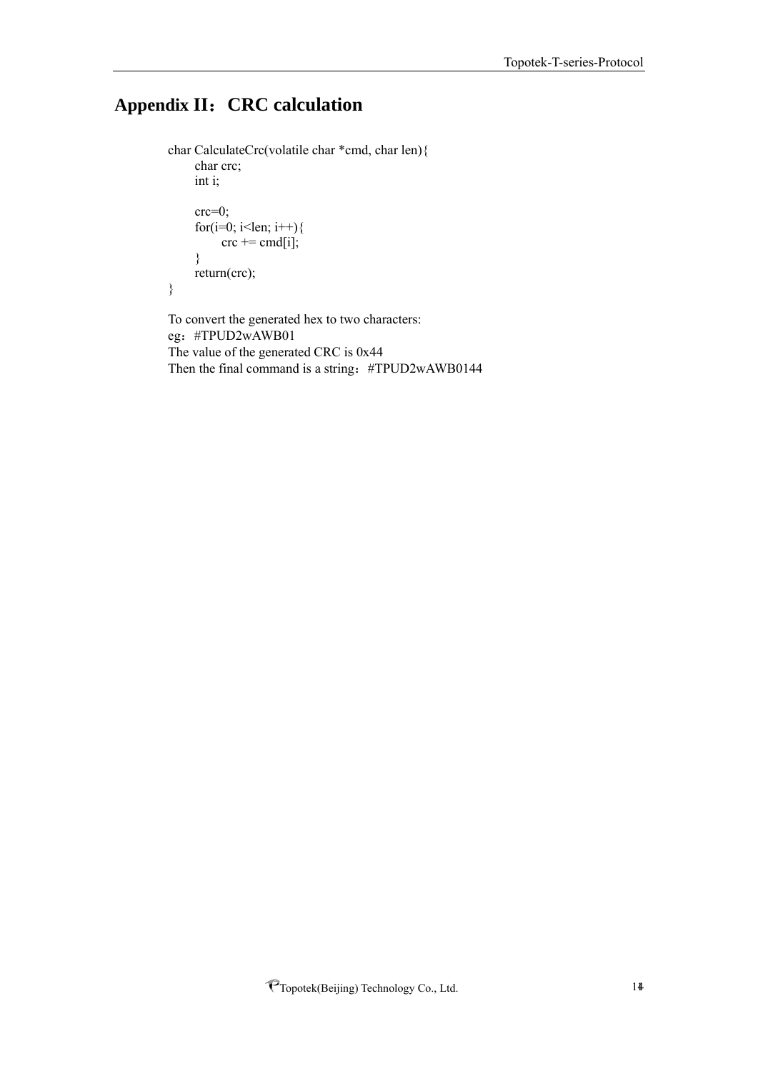# Appendix II：CRC calculation

```
char CalculateCrc(volatile char *cmd, char len){
    char crc;
    int i;

    crc=0;
    for(i=0; i<len; i++){
        crc += cmd[i];
    }
    return(crc);
}
```

To convert the generated hex to two characters:

eg：#TPUD2wAWB01

The value of the generated CRC is 0x44

Then the final command is a string：#TPUD2wAWB0144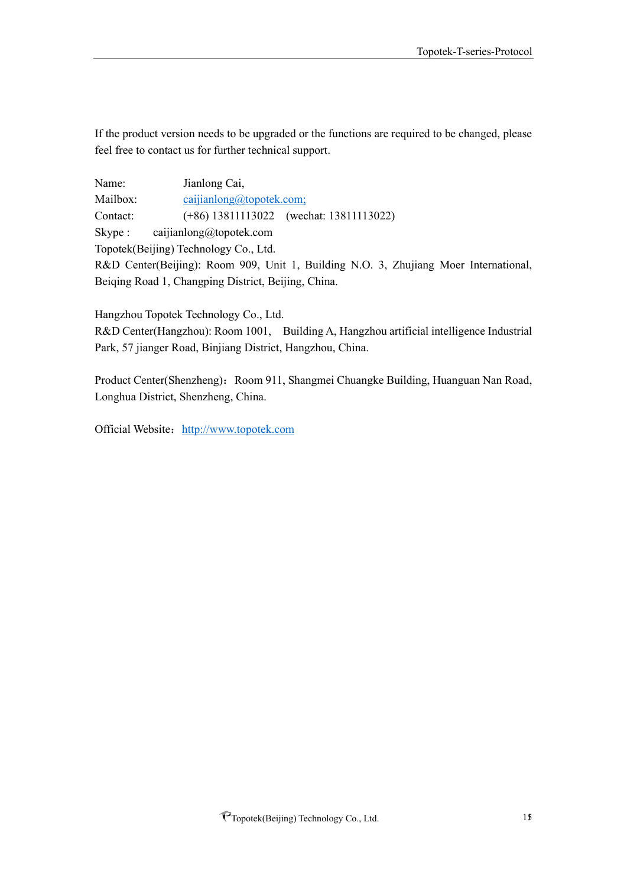If the product version needs to be upgraded or the functions are required to be changed, please feel free to contact us for further technical support.

Name: Jianlong Cai,
Mailbox: caijianlong@topotek.com;
Contact: (+86) 13811113022 (wechat: 13811113022)
Skype : caijianlong@topotek.com
Topotek(Beijing) Technology Co., Ltd.
R&D Center(Beijing): Room 909, Unit 1, Building N.O. 3, Zhujiang Moer International, Beiqing Road 1, Changping District, Beijing, China.

Hangzhou Topotek Technology Co., Ltd.
R&D Center(Hangzhou): Room 1001, Building A, Hangzhou artificial intelligence Industrial Park, 57 jianger Road, Binjiang District, Hangzhou, China.

Product Center(Shenzheng)：Room 911, Shangmei Chuangke Building, Huanguan Nan Road, Longhua District, Shenzheng, China.

Official Website：http://www.topotek.com